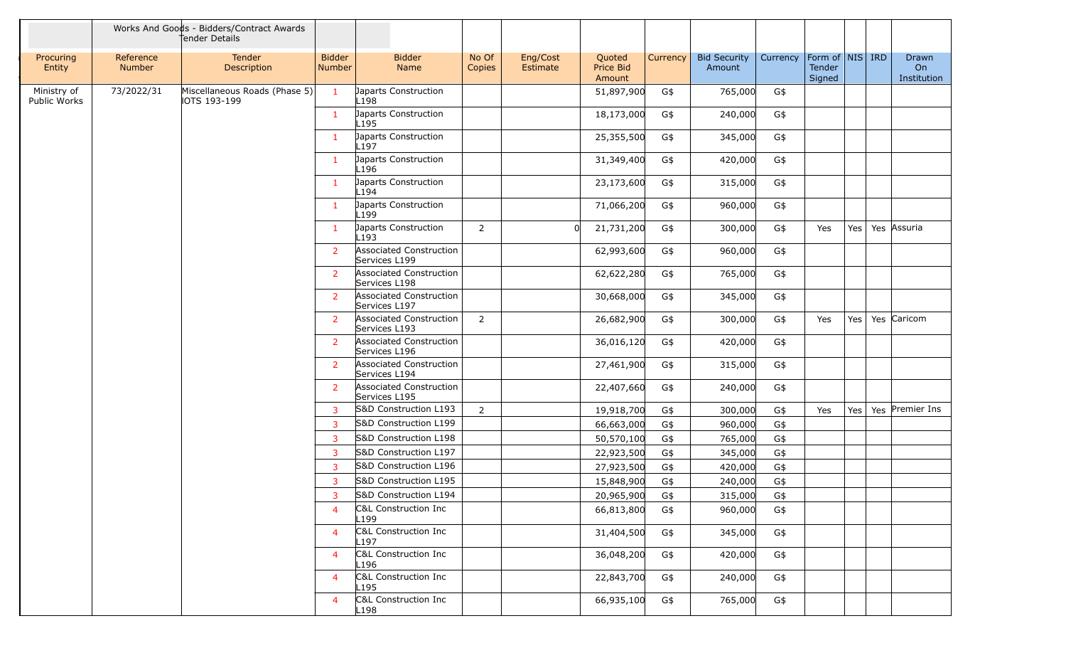Works And Goods - Bidders/Contract Awards Tender Details

| Procuring Entity | Reference Number | Tender Description | Bidder Number | Bidder Name | No Of Copies | Eng/Cost Estimate | Quoted Price Bid Amount | Currency | Bid Security Amount | Currency | Form of Tender Signed | NIS | IRD | Drawn On Institution |
|---|---|---|---|---|---|---|---|---|---|---|---|---|---|---|
| Ministry of Public Works | 73/2022/31 | Miscellaneous Roads (Phase 5) IOTS 193-199 | 1 | Japarts Construction L198 | | | 51,897,900 | G$ | 765,000 | G$ | | | | |
| | | | 1 | Japarts Construction L195 | | | 18,173,000 | G$ | 240,000 | G$ | | | | |
| | | | 1 | Japarts Construction L197 | | | 25,355,500 | G$ | 345,000 | G$ | | | | |
| | | | 1 | Japarts Construction L196 | | | 31,349,400 | G$ | 420,000 | G$ | | | | |
| | | | 1 | Japarts Construction L194 | | | 23,173,600 | G$ | 315,000 | G$ | | | | |
| | | | 1 | Japarts Construction L199 | | | 71,066,200 | G$ | 960,000 | G$ | | | | |
| | | | 1 | Japarts Construction L193 | 2 | 0 | 21,731,200 | G$ | 300,000 | G$ | Yes | Yes | Yes | Assuria |
| | | | 2 | Associated Construction Services L199 | | | 62,993,600 | G$ | 960,000 | G$ | | | | |
| | | | 2 | Associated Construction Services L198 | | | 62,622,280 | G$ | 765,000 | G$ | | | | |
| | | | 2 | Associated Construction Services L197 | | | 30,668,000 | G$ | 345,000 | G$ | | | | |
| | | | 2 | Associated Construction Services L193 | 2 | | 26,682,900 | G$ | 300,000 | G$ | Yes | Yes | Yes | Caricom |
| | | | 2 | Associated Construction Services L196 | | | 36,016,120 | G$ | 420,000 | G$ | | | | |
| | | | 2 | Associated Construction Services L194 | | | 27,461,900 | G$ | 315,000 | G$ | | | | |
| | | | 2 | Associated Construction Services L195 | | | 22,407,660 | G$ | 240,000 | G$ | | | | |
| | | | 3 | S&D Construction L193 | 2 | | 19,918,700 | G$ | 300,000 | G$ | Yes | Yes | Yes | Premier Ins |
| | | | 3 | S&D Construction L199 | | | 66,663,000 | G$ | 960,000 | G$ | | | | |
| | | | 3 | S&D Construction L198 | | | 50,570,100 | G$ | 765,000 | G$ | | | | |
| | | | 3 | S&D Construction L197 | | | 22,923,500 | G$ | 345,000 | G$ | | | | |
| | | | 3 | S&D Construction L196 | | | 27,923,500 | G$ | 420,000 | G$ | | | | |
| | | | 3 | S&D Construction L195 | | | 15,848,900 | G$ | 240,000 | G$ | | | | |
| | | | 3 | S&D Construction L194 | | | 20,965,900 | G$ | 315,000 | G$ | | | | |
| | | | 4 | C&L Construction Inc L199 | | | 66,813,800 | G$ | 960,000 | G$ | | | | |
| | | | 4 | C&L Construction Inc L197 | | | 31,404,500 | G$ | 345,000 | G$ | | | | |
| | | | 4 | C&L Construction Inc L196 | | | 36,048,200 | G$ | 420,000 | G$ | | | | |
| | | | 4 | C&L Construction Inc L195 | | | 22,843,700 | G$ | 240,000 | G$ | | | | |
| | | | 4 | C&L Construction Inc L198 | | | 66,935,100 | G$ | 765,000 | G$ | | | | |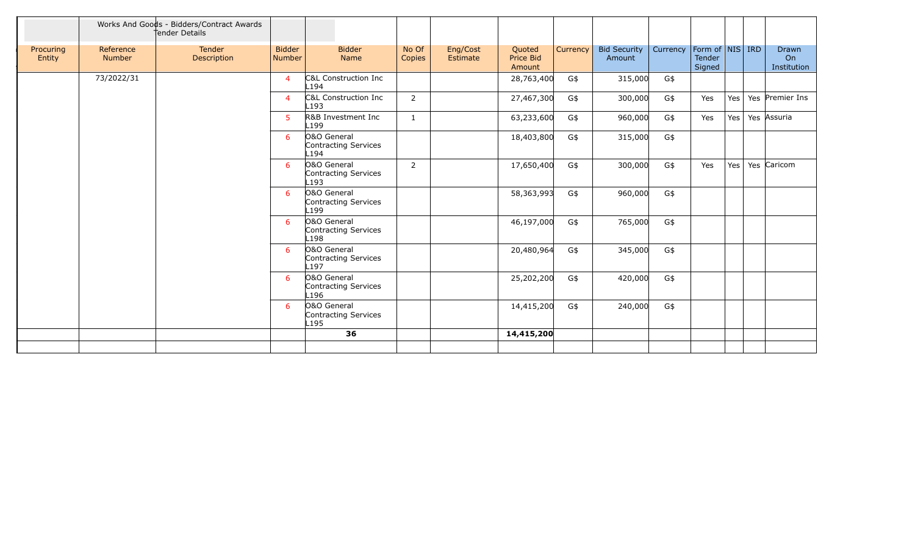| | Works And Goods - Bidders/Contract Awards Tender Details | | | | | | | | | | | | | |
|---|---|---|---|---|---|---|---|---|---|---|---|---|---|---|
| Procuring Entity | Reference Number | Tender Description | Bidder Number | Bidder Name | No Of Copies | Eng/Cost Estimate | Quoted Price Bid Amount | Currency | Bid Security Amount | Currency | Form of Tender Signed | NIS | IRD | Drawn On Institution |
| | 73/2022/31 | | 4 | C&L Construction Inc L194 | | | 28,763,400 | G$ | 315,000 | G$ | | | | |
| | | | 4 | C&L Construction Inc L193 | 2 | | 27,467,300 | G$ | 300,000 | G$ | Yes | Yes | Yes | Premier Ins |
| | | | 5 | R&B Investment Inc L199 | 1 | | 63,233,600 | G$ | 960,000 | G$ | Yes | Yes | Yes | Assuria |
| | | | 6 | O&O General Contracting Services L194 | | | 18,403,800 | G$ | 315,000 | G$ | | | | |
| | | | 6 | O&O General Contracting Services L193 | 2 | | 17,650,400 | G$ | 300,000 | G$ | Yes | Yes | Yes | Caricom |
| | | | 6 | O&O General Contracting Services L199 | | | 58,363,993 | G$ | 960,000 | G$ | | | | |
| | | | 6 | O&O General Contracting Services L198 | | | 46,197,000 | G$ | 765,000 | G$ | | | | |
| | | | 6 | O&O General Contracting Services L197 | | | 20,480,964 | G$ | 345,000 | G$ | | | | |
| | | | 6 | O&O General Contracting Services L196 | | | 25,202,200 | G$ | 420,000 | G$ | | | | |
| | | | 6 | O&O General Contracting Services L195 | | | 14,415,200 | G$ | 240,000 | G$ | | | | |
| | | | | **36** | | | **14,415,200** | | | | | | | |